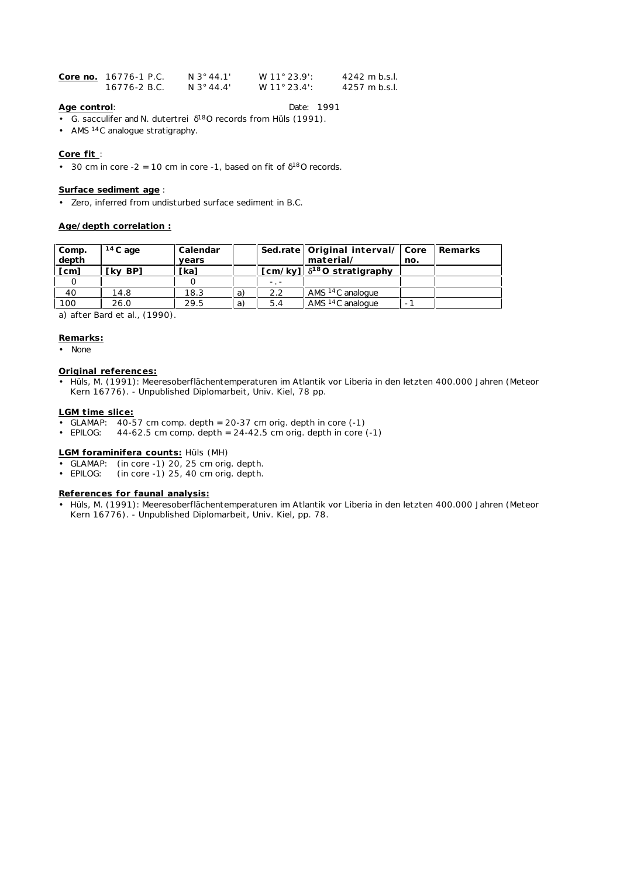**Core no.** 16776-1 P.C. N 3° 44.1' W 11° 23.9': 4242 m b.s.l.
16776-2 B.C. N 3° 44.4' W 11° 23.4': 4257 m b.s.l.

**Age control**: Date: 1991

- G. sacculifer and N. dutertrei $\delta^{18}O$ records from Hüls (1991).
- AMS $^{14}C$ analogue stratigraphy.

**Core fit** :

- 30 cm in core -2 = 10 cm in core -1, based on fit of $\delta^{18}O$ records.

**Surface sediment age** :

- Zero, inferred from undisturbed surface sediment in B.C.

**Age/depth correlation :**

| Comp. depth | $^{14}C$ age | Calendar years | | Sed.rate | Original interval/ material/ | Core no. | Remarks |
|---|---|---|---|---|---|---|---|
| [cm] | [ky BP] | [ka] | | [cm/ky] | $\delta^{18}O$ stratigraphy | | |
| 0 | | 0 | | -.- | | | |
| 40 | 14.8 | 18.3 | a) | 2.2 | AMS $^{14}C$ analogue | | |
| 100 | 26.0 | 29.5 | a) | 5.4 | AMS $^{14}C$ analogue | -1 | |

a) after Bard et al., (1990).

**Remarks:**

- None

**Original references:**

- Hüls, M. (1991): Meeresoberflächentemperaturen im Atlantik vor Liberia in den letzten 400.000 Jahren (Meteor Kern 16776). - Unpublished Diplomarbeit, Univ. Kiel, 78 pp.

**LGM time slice:**

- GLAMAP: 40-57 cm comp. depth = 20-37 cm orig. depth in core (-1)
- EPILOG: 44-62.5 cm comp. depth = 24-42.5 cm orig. depth in core (-1)

**LGM foraminifera counts:** Hüls (MH)

- GLAMAP: (in core -1) 20, 25 cm orig. depth.
- EPILOG: (in core -1) 25, 40 cm orig. depth.

**References for faunal analysis:**

- Hüls, M. (1991): Meeresoberflächentemperaturen im Atlantik vor Liberia in den letzten 400.000 Jahren (Meteor Kern 16776). - Unpublished Diplomarbeit, Univ. Kiel, pp. 78.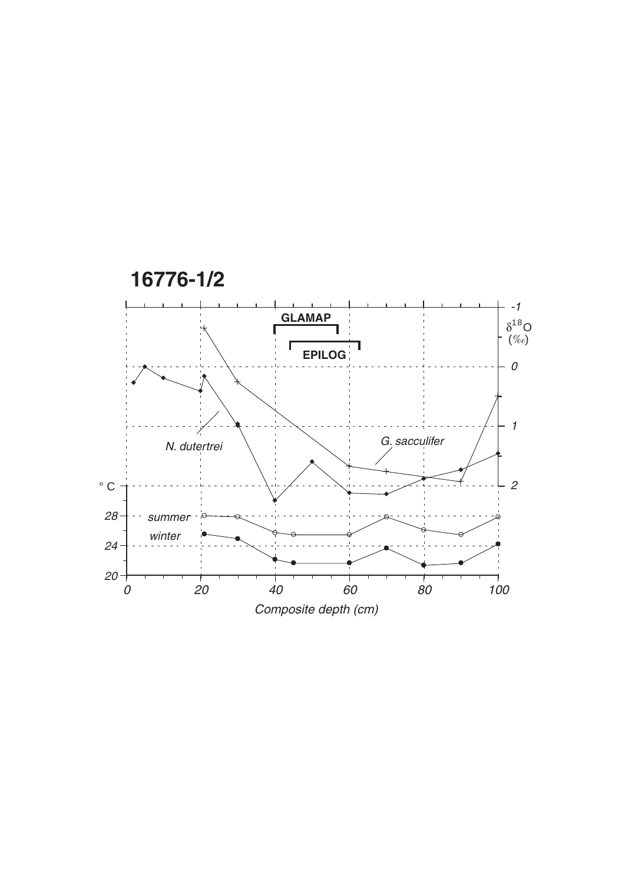# 16776-1/2

GLAMAP

EPILOG

$\delta^{18}O$ (‰)

-1

0

1

2

N. dutertrei

G. sacculifer

° C

28

24

20

summer

winter

0

20

40

60

80

100

Composite depth (cm)